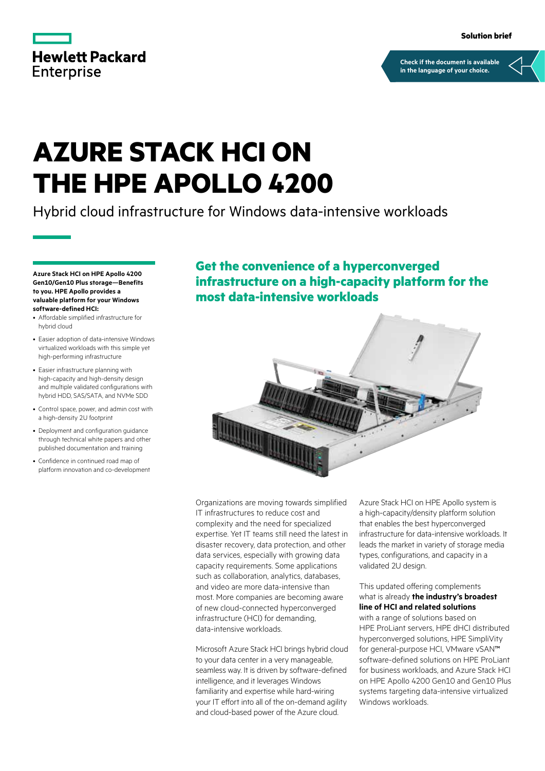Hewlett Packard Enterprise

Solution brief

Check if the document is available in the language of your choice.

# AZURE STACK HCI ON THE HPE APOLLO 4200

Hybrid cloud infrastructure for Windows data-intensive workloads

**Azure Stack HCI on HPE Apollo 4200 Gen10/Gen10 Plus storage—Benefits to you. HPE Apollo provides a valuable platform for your Windows software-defined HCI:**

- Affordable simplified infrastructure for hybrid cloud
- Easier adoption of data-intensive Windows virtualized workloads with this simple yet high-performing infrastructure
- Easier infrastructure planning with high-capacity and high-density design and multiple validated configurations with hybrid HDD, SAS/SATA, and NVMe SDD
- Control space, power, and admin cost with a high-density 2U footprint
- Deployment and configuration guidance through technical white papers and other published documentation and training
- Confidence in continued road map of platform innovation and co-development

## Get the convenience of a hyperconverged infrastructure on a high-capacity platform for the most data-intensive workloads

Organizations are moving towards simplified IT infrastructures to reduce cost and complexity and the need for specialized expertise. Yet IT teams still need the latest in disaster recovery, data protection, and other data services, especially with growing data capacity requirements. Some applications such as collaboration, analytics, databases, and video are more data-intensive than most. More companies are becoming aware of new cloud-connected hyperconverged infrastructure (HCI) for demanding, data-intensive workloads.

Microsoft Azure Stack HCI brings hybrid cloud to your data center in a very manageable, seamless way. It is driven by software-defined intelligence, and it leverages Windows familiarity and expertise while hard-wiring your IT effort into all of the on-demand agility and cloud-based power of the Azure cloud.

Azure Stack HCI on HPE Apollo system is a high-capacity/density platform solution that enables the best hyperconverged infrastructure for data-intensive workloads. It leads the market in variety of storage media types, configurations, and capacity in a validated 2U design.

This updated offering complements what is already **the industry's broadest line of HCI and related solutions** with a range of solutions based on HPE ProLiant servers, HPE dHCI distributed hyperconverged solutions, HPE SimpliVity for general-purpose HCI, VMware vSAN™ software-defined solutions on HPE ProLiant for business workloads, and Azure Stack HCI on HPE Apollo 4200 Gen10 and Gen10 Plus systems targeting data-intensive virtualized Windows workloads.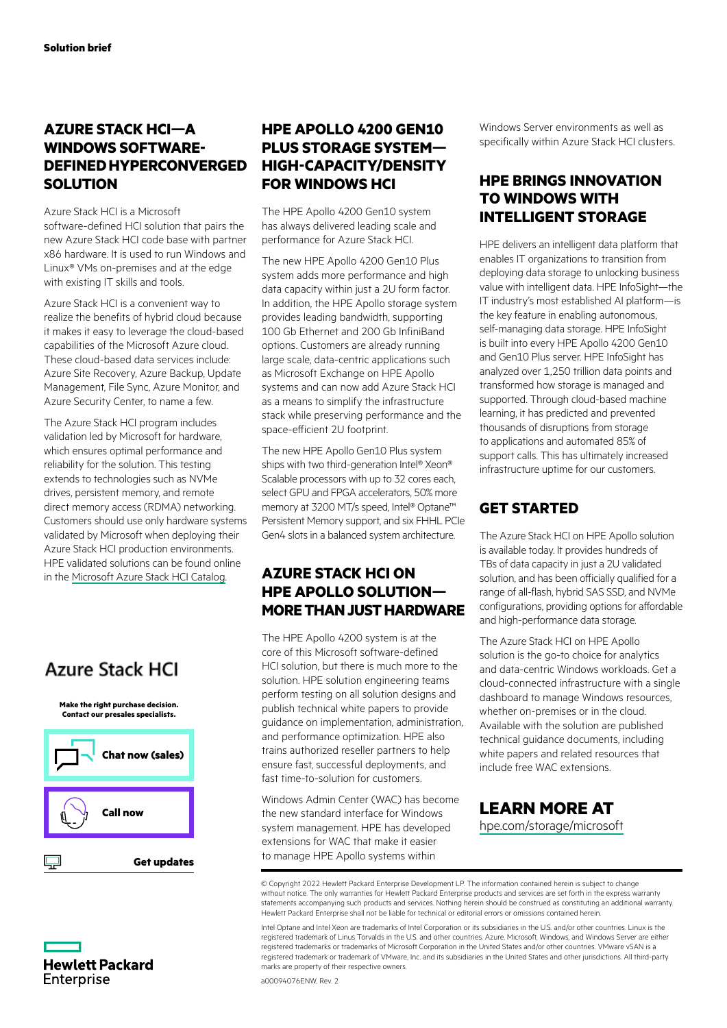## AZURE STACK HCI—A WINDOWS SOFTWARE-DEFINED HYPERCONVERGED SOLUTION

Azure Stack HCI is a Microsoft software-defined HCI solution that pairs the new Azure Stack HCI code base with partner x86 hardware. It is used to run Windows and Linux® VMs on-premises and at the edge with existing IT skills and tools.

Azure Stack HCI is a convenient way to realize the benefits of hybrid cloud because it makes it easy to leverage the cloud-based capabilities of the Microsoft Azure cloud. These cloud-based data services include: Azure Site Recovery, Azure Backup, Update Management, File Sync, Azure Monitor, and Azure Security Center, to name a few.

The Azure Stack HCI program includes validation led by Microsoft for hardware, which ensures optimal performance and reliability for the solution. This testing extends to technologies such as NVMe drives, persistent memory, and remote direct memory access (RDMA) networking. Customers should use only hardware systems validated by Microsoft when deploying their Azure Stack HCI production environments. HPE validated solutions can be found online in the Microsoft Azure Stack HCI Catalog.

## HPE APOLLO 4200 GEN10 PLUS STORAGE SYSTEM—HIGH-CAPACITY/DENSITY FOR WINDOWS HCI

The HPE Apollo 4200 Gen10 system has always delivered leading scale and performance for Azure Stack HCI.

The new HPE Apollo 4200 Gen10 Plus system adds more performance and high data capacity within just a 2U form factor. In addition, the HPE Apollo storage system provides leading bandwidth, supporting 100 Gb Ethernet and 200 Gb InfiniBand options. Customers are already running large scale, data-centric applications such as Microsoft Exchange on HPE Apollo systems and can now add Azure Stack HCI as a means to simplify the infrastructure stack while preserving performance and the space-efficient 2U footprint.

The new HPE Apollo Gen10 Plus system ships with two third-generation Intel® Xeon® Scalable processors with up to 32 cores each, select GPU and FPGA accelerators, 50% more memory at 3200 MT/s speed, Intel® Optane™ Persistent Memory support, and six FHHL PCIe Gen4 slots in a balanced system architecture.

## AZURE STACK HCI ON HPE APOLLO SOLUTION—MORE THAN JUST HARDWARE

The HPE Apollo 4200 system is at the core of this Microsoft software-defined HCI solution, but there is much more to the solution. HPE solution engineering teams perform testing on all solution designs and publish technical white papers to provide guidance on implementation, administration, and performance optimization. HPE also trains authorized reseller partners to help ensure fast, successful deployments, and fast time-to-solution for customers.

Windows Admin Center (WAC) has become the new standard interface for Windows system management. HPE has developed extensions for WAC that make it easier to manage HPE Apollo systems within Windows Server environments as well as specifically within Azure Stack HCI clusters.

## HPE BRINGS INNOVATION TO WINDOWS WITH INTELLIGENT STORAGE

HPE delivers an intelligent data platform that enables IT organizations to transition from deploying data storage to unlocking business value with intelligent data. HPE InfoSight—the IT industry's most established AI platform—is the key feature in enabling autonomous, self-managing data storage. HPE InfoSight is built into every HPE Apollo 4200 Gen10 and Gen10 Plus server. HPE InfoSight has analyzed over 1,250 trillion data points and transformed how storage is managed and supported. Through cloud-based machine learning, it has predicted and prevented thousands of disruptions from storage to applications and automated 85% of support calls. This has ultimately increased infrastructure uptime for our customers.

## GET STARTED

The Azure Stack HCI on HPE Apollo solution is available today. It provides hundreds of TBs of data capacity in just a 2U validated solution, and has been officially qualified for a range of all-flash, hybrid SAS SSD, and NVMe configurations, providing options for affordable and high-performance data storage.

The Azure Stack HCI on HPE Apollo solution is the go-to choice for analytics and data-centric Windows workloads. Get a cloud-connected infrastructure with a single dashboard to manage Windows resources, whether on-premises or in the cloud. Available with the solution are published technical guidance documents, including white papers and related resources that include free WAC extensions.

## LEARN MORE AT

hpe.com/storage/microsoft

Azure Stack HCI

**Make the right purchase decision. Contact our presales specialists.**

**Chat now (sales)**

**Call now**

**Get updates**

Hewlett Packard Enterprise

© Copyright 2022 Hewlett Packard Enterprise Development LP. The information contained herein is subject to change without notice. The only warranties for Hewlett Packard Enterprise products and services are set forth in the express warranty statements accompanying such products and services. Nothing herein should be construed as constituting an additional warranty. Hewlett Packard Enterprise shall not be liable for technical or editorial errors or omissions contained herein.

Intel Optane and Intel Xeon are trademarks of Intel Corporation or its subsidiaries in the U.S. and/or other countries. Linux is the registered trademark of Linus Torvalds in the U.S. and other countries. Azure, Microsoft, Windows, and Windows Server are either registered trademarks or trademarks of Microsoft Corporation in the United States and/or other countries. VMware vSAN is a registered trademark or trademark of VMware, Inc. and its subsidiaries in the United States and other jurisdictions. All third-party marks are property of their respective owners.

a00094076ENW, Rev. 2